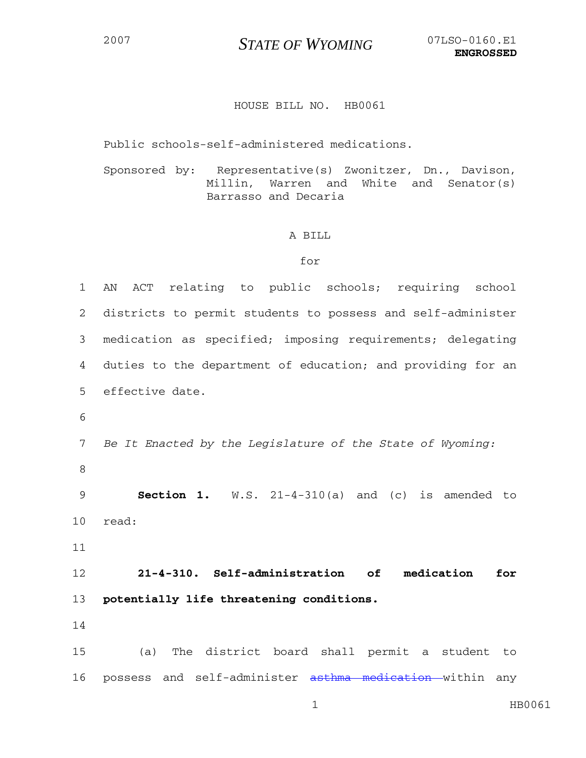2007 **STATE OF WYOMING** 07LSO-0160.E1
**ENGROSSED**

HOUSE BILL NO. HB0061

Public schools-self-administered medications.

Sponsored by: Representative(s) Zwonitzer, Dn., Davison, Millin, Warren and White and Senator(s) Barrasso and Decaria

A BILL

for

1 AN ACT relating to public schools; requiring school
2 districts to permit students to possess and self-administer
3 medication as specified; imposing requirements; delegating
4 duties to the department of education; and providing for an
5 effective date.
6
7 *Be It Enacted by the Legislature of the State of Wyoming:*
8
9 **Section 1.** W.S. 21-4-310(a) and (c) is amended to
10 read:
11
12 **21-4-310. Self-administration of medication for**
13 **potentially life threatening conditions.**
14
15 (a) The district board shall permit a student to
16 possess and self-administer ~~asthma medication~~ within any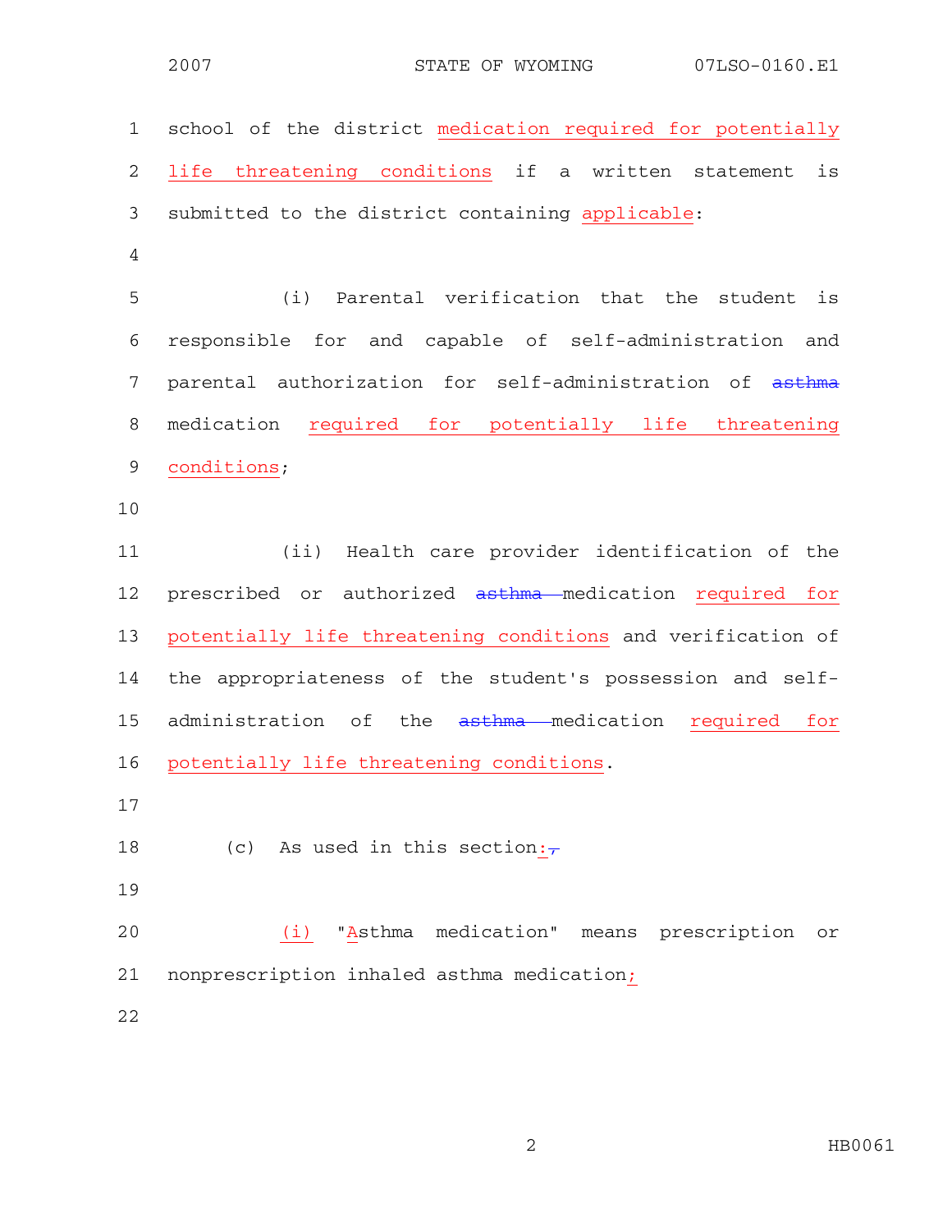school of the district medication required for potentially life threatening conditions if a written statement is submitted to the district containing applicable:

(i) Parental verification that the student is responsible for and capable of self-administration and parental authorization for self-administration of ~~asthma~~ medication required for potentially life threatening conditions;

(ii) Health care provider identification of the prescribed or authorized ~~asthma~~ medication required for potentially life threatening conditions and verification of the appropriateness of the student's possession and self-administration of the ~~asthma~~ medication required for potentially life threatening conditions.

(c) As used in this section:~~,~~

(i) "Asthma medication" means prescription or nonprescription inhaled asthma medication;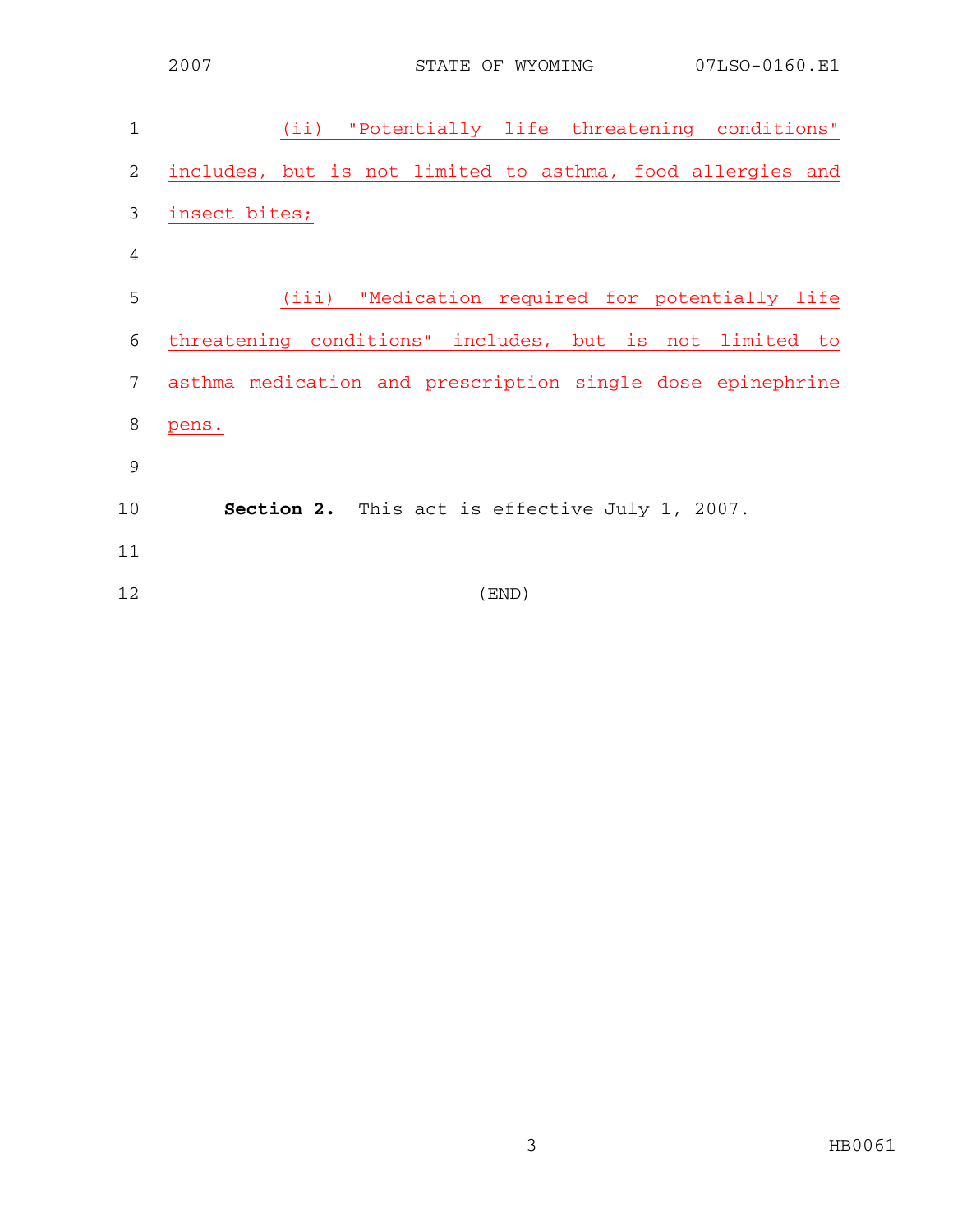(ii) "Potentially life threatening conditions" includes, but is not limited to asthma, food allergies and insect bites;

(iii) "Medication required for potentially life threatening conditions" includes, but is not limited to asthma medication and prescription single dose epinephrine pens.

**Section 2.** This act is effective July 1, 2007.

(END)